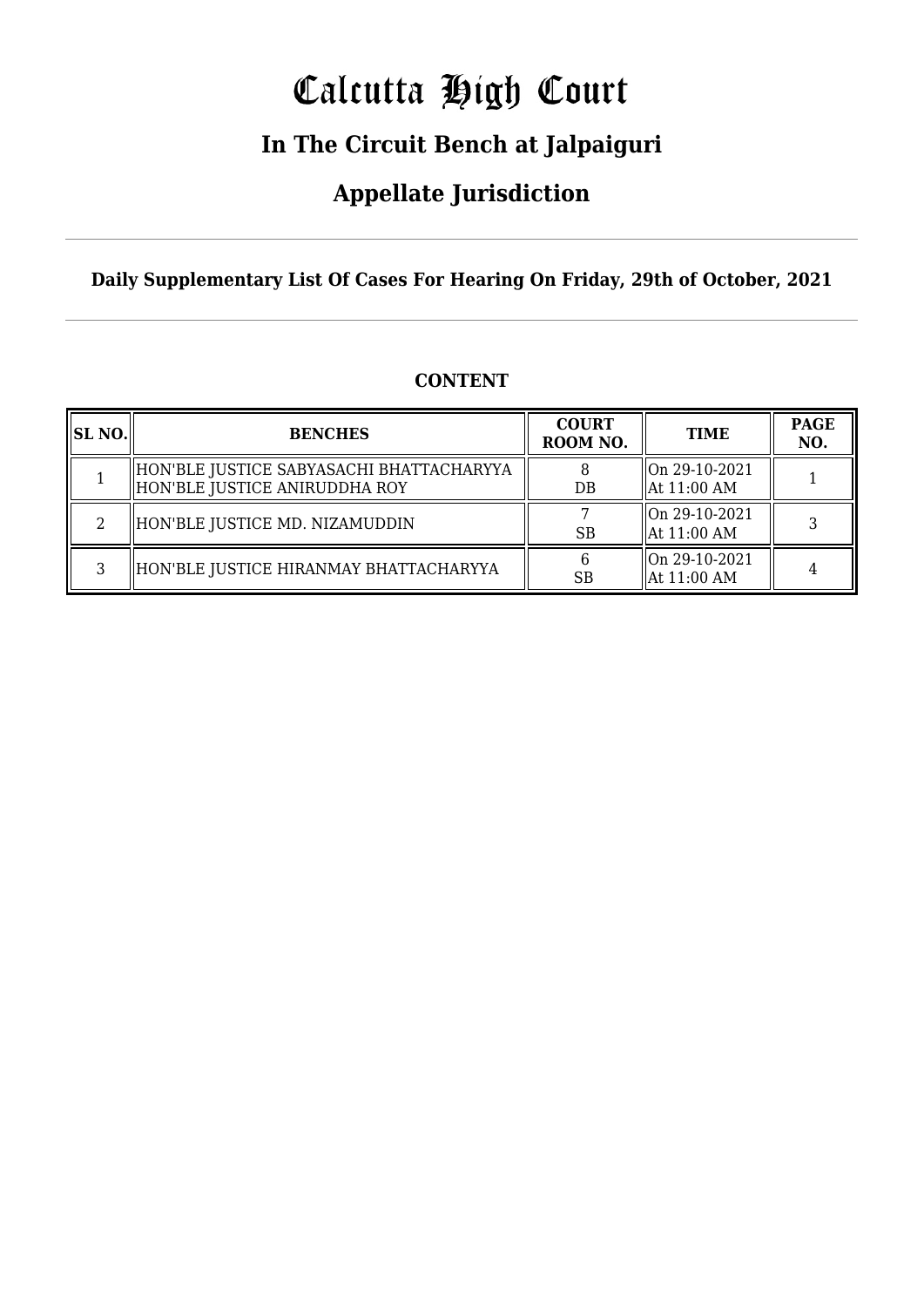# Calcutta High Court

## In The Circuit Bench at Jalpaiguri

## Appellate Jurisdiction

**Daily Supplementary List Of Cases For Hearing On Friday, 29th of October, 2021**

**CONTENT**

| SL NO. | BENCHES | COURT ROOM NO. | TIME | PAGE NO. |
|---|---|---|---|---|
| 1 | HON'BLE JUSTICE SABYASACHI BHATTACHARYYA<br>HON'BLE JUSTICE ANIRUDDHA ROY | 8<br>DB | On 29-10-2021<br>At 11:00 AM | 1 |
| 2 | HON'BLE JUSTICE MD. NIZAMUDDIN | 7<br>SB | On 29-10-2021<br>At 11:00 AM | 3 |
| 3 | HON'BLE JUSTICE HIRANMAY BHATTACHARYYA | 6<br>SB | On 29-10-2021<br>At 11:00 AM | 4 |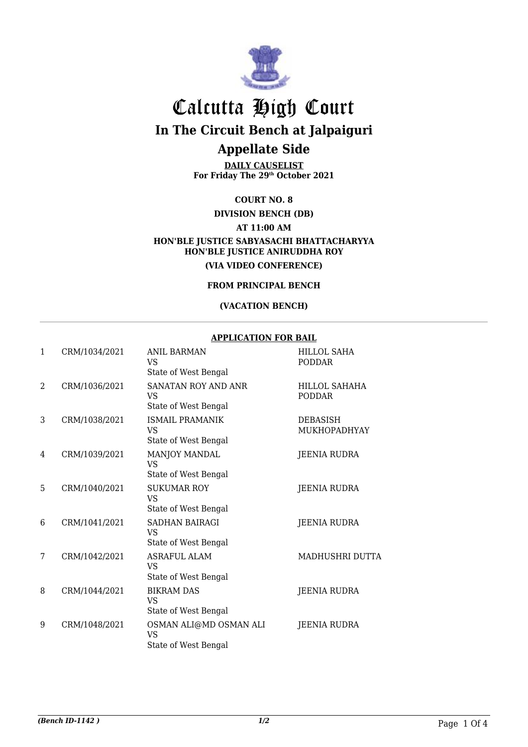# Calcutta High Court

## In The Circuit Bench at Jalpaiguri

## Appellate Side

**DAILY CAUSELIST**
**For Friday The 29th October 2021**

**COURT NO. 8**

**DIVISION BENCH (DB)**

**AT 11:00 AM**

**HON'BLE JUSTICE SABYASACHI BHATTACHARYYA**
**HON'BLE JUSTICE ANIRUDDHA ROY**

**(VIA VIDEO CONFERENCE)**

**FROM PRINCIPAL BENCH**

**(VACATION BENCH)**

**APPLICATION FOR BAIL**

| | | | |
|---|---|---|---|
| 1 | CRM/1034/2021 | ANIL BARMAN VS State of West Bengal | HILLOL SAHA PODDAR |
| 2 | CRM/1036/2021 | SANATAN ROY AND ANR VS State of West Bengal | HILLOL SAHAHA PODDAR |
| 3 | CRM/1038/2021 | ISMAIL PRAMANIK VS State of West Bengal | DEBASISH MUKHOPADHYAY |
| 4 | CRM/1039/2021 | MANJOY MANDAL VS State of West Bengal | JEENIA RUDRA |
| 5 | CRM/1040/2021 | SUKUMAR ROY VS State of West Bengal | JEENIA RUDRA |
| 6 | CRM/1041/2021 | SADHAN BAIRAGI VS State of West Bengal | JEENIA RUDRA |
| 7 | CRM/1042/2021 | ASRAFUL ALAM VS State of West Bengal | MADHUSHRI DUTTA |
| 8 | CRM/1044/2021 | BIKRAM DAS VS State of West Bengal | JEENIA RUDRA |
| 9 | CRM/1048/2021 | OSMAN ALI@MD OSMAN ALI VS State of West Bengal | JEENIA RUDRA |

*(Bench ID-1142 )* 1/2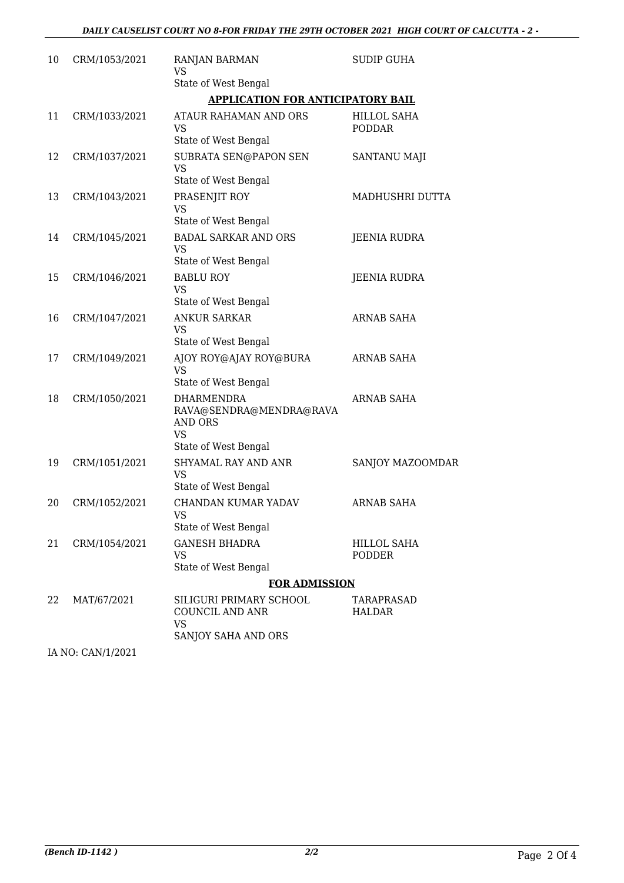| 10 | CRM/1053/2021 | RANJAN BARMAN<br>VS<br>State of West Bengal | SUDIP GUHA |
|---|---|---|---|

**APPLICATION FOR ANTICIPATORY BAIL**

| 11 | CRM/1033/2021 | ATAUR RAHAMAN AND ORS<br>VS<br>State of West Bengal | HILLOL SAHA PODDAR |
|---|---|---|---|
| 12 | CRM/1037/2021 | SUBRATA SEN@PAPON SEN<br>VS<br>State of West Bengal | SANTANU MAJI |
| 13 | CRM/1043/2021 | PRASENJIT ROY<br>VS<br>State of West Bengal | MADHUSHRI DUTTA |
| 14 | CRM/1045/2021 | BADAL SARKAR AND ORS<br>VS<br>State of West Bengal | JEENIA RUDRA |
| 15 | CRM/1046/2021 | BABLU ROY<br>VS<br>State of West Bengal | JEENIA RUDRA |
| 16 | CRM/1047/2021 | ANKUR SARKAR<br>VS<br>State of West Bengal | ARNAB SAHA |
| 17 | CRM/1049/2021 | AJOY ROY@AJAY ROY@BURA<br>VS<br>State of West Bengal | ARNAB SAHA |
| 18 | CRM/1050/2021 | DHARMENDRA RAVA@SENDRA@MENDRA@RAVA AND ORS<br>VS<br>State of West Bengal | ARNAB SAHA |
| 19 | CRM/1051/2021 | SHYAMAL RAY AND ANR<br>VS<br>State of West Bengal | SANJOY MAZOOMDAR |
| 20 | CRM/1052/2021 | CHANDAN KUMAR YADAV<br>VS<br>State of West Bengal | ARNAB SAHA |
| 21 | CRM/1054/2021 | GANESH BHADRA<br>VS<br>State of West Bengal | HILLOL SAHA PODDER |

**FOR ADMISSION**

| 22 | MAT/67/2021 | SILIGURI PRIMARY SCHOOL COUNCIL AND ANR<br>VS<br>SANJOY SAHA AND ORS | TARAPRASAD HALDAR |
|---|---|---|---|

IA NO: CAN/1/2021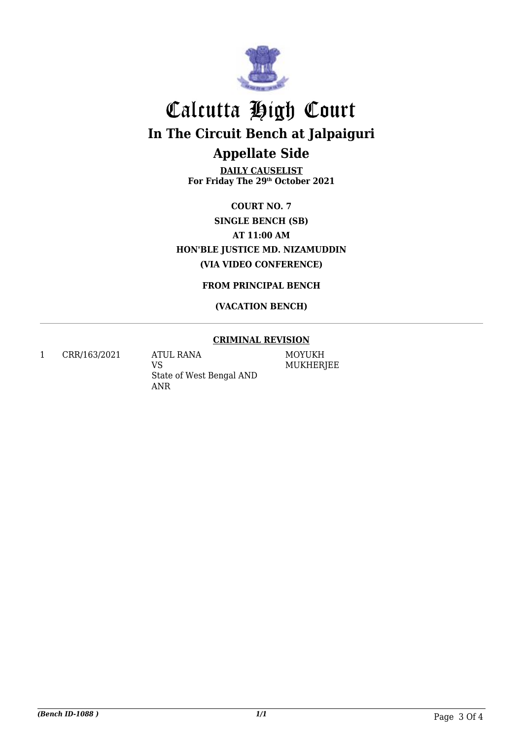# Calcutta High Court

## In The Circuit Bench at Jalpaiguri

## Appellate Side

**DAILY CAUSELIST**
**For Friday The 29th October 2021**

**COURT NO. 7**

**SINGLE BENCH (SB)**

**AT 11:00 AM**

**HON'BLE JUSTICE MD. NIZAMUDDIN**

**(VIA VIDEO CONFERENCE)**

**FROM PRINCIPAL BENCH**

**(VACATION BENCH)**

---

**CRIMINAL REVISION**

| | | | |
|---|---|---|---|
| 1 | CRR/163/2021 | ATUL RANA<br>VS<br>State of West Bengal AND ANR | MOYUKH MUKHERJEE |

*(Bench ID-1088 )* 1/1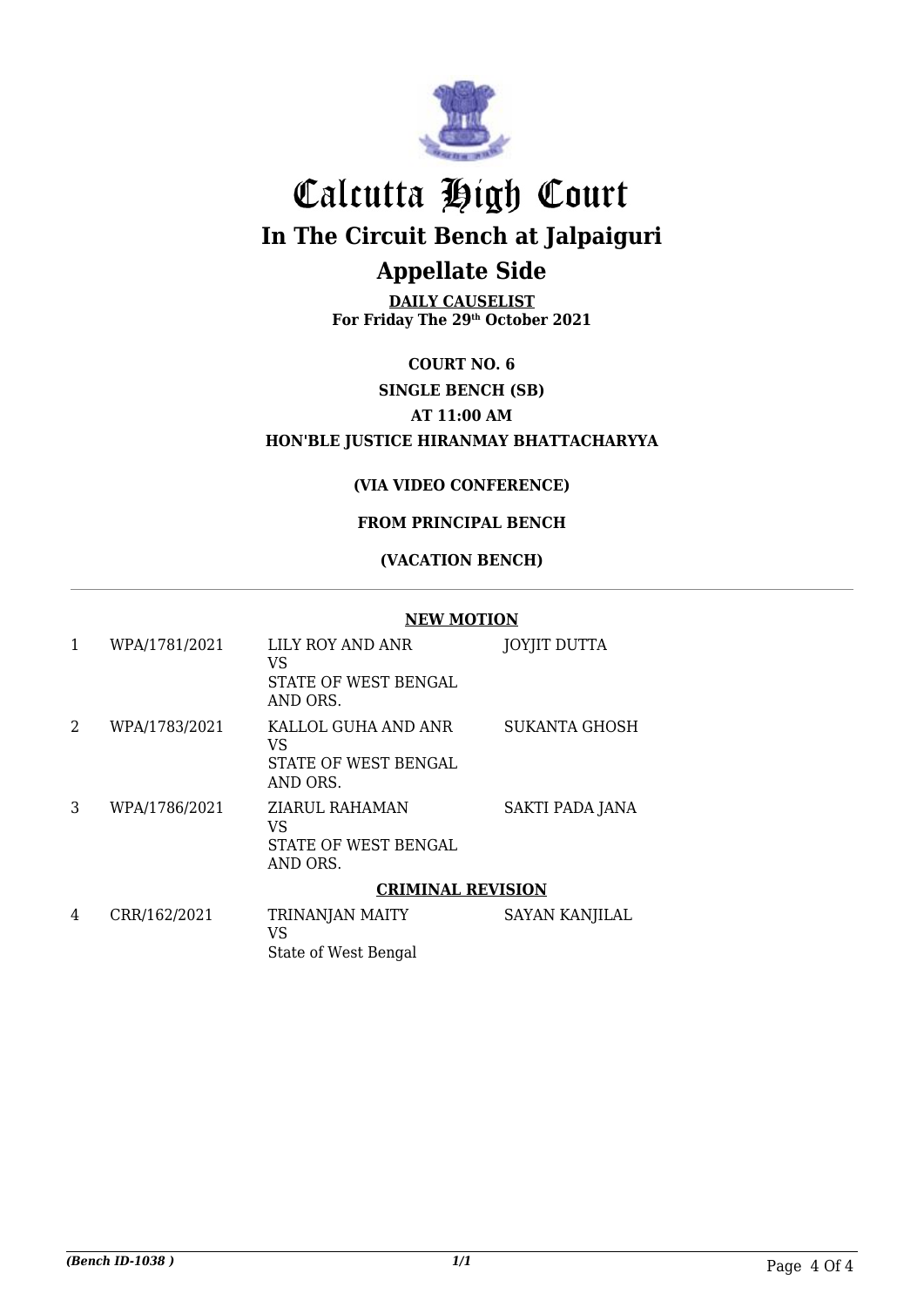# Calcutta High Court

## In The Circuit Bench at Jalpaiguri

## Appellate Side

**DAILY CAUSELIST**
**For Friday The 29th October 2021**

**COURT NO. 6**

**SINGLE BENCH (SB)**

**AT 11:00 AM**

**HON'BLE JUSTICE HIRANMAY BHATTACHARYYA**

**(VIA VIDEO CONFERENCE)**

**FROM PRINCIPAL BENCH**

**(VACATION BENCH)**

**NEW MOTION**

| | | | |
|---|---|---|---|
| 1 | WPA/1781/2021 | LILY ROY AND ANR<br>VS<br>STATE OF WEST BENGAL AND ORS. | JOYJIT DUTTA |
| 2 | WPA/1783/2021 | KALLOL GUHA AND ANR<br>VS<br>STATE OF WEST BENGAL AND ORS. | SUKANTA GHOSH |
| 3 | WPA/1786/2021 | ZIARUL RAHAMAN<br>VS<br>STATE OF WEST BENGAL AND ORS. | SAKTI PADA JANA |

**CRIMINAL REVISION**

| | | | |
|---|---|---|---|
| 4 | CRR/162/2021 | TRINANJAN MAITY<br>VS<br>State of West Bengal | SAYAN KANJILAL |

*(Bench ID-1038 )*